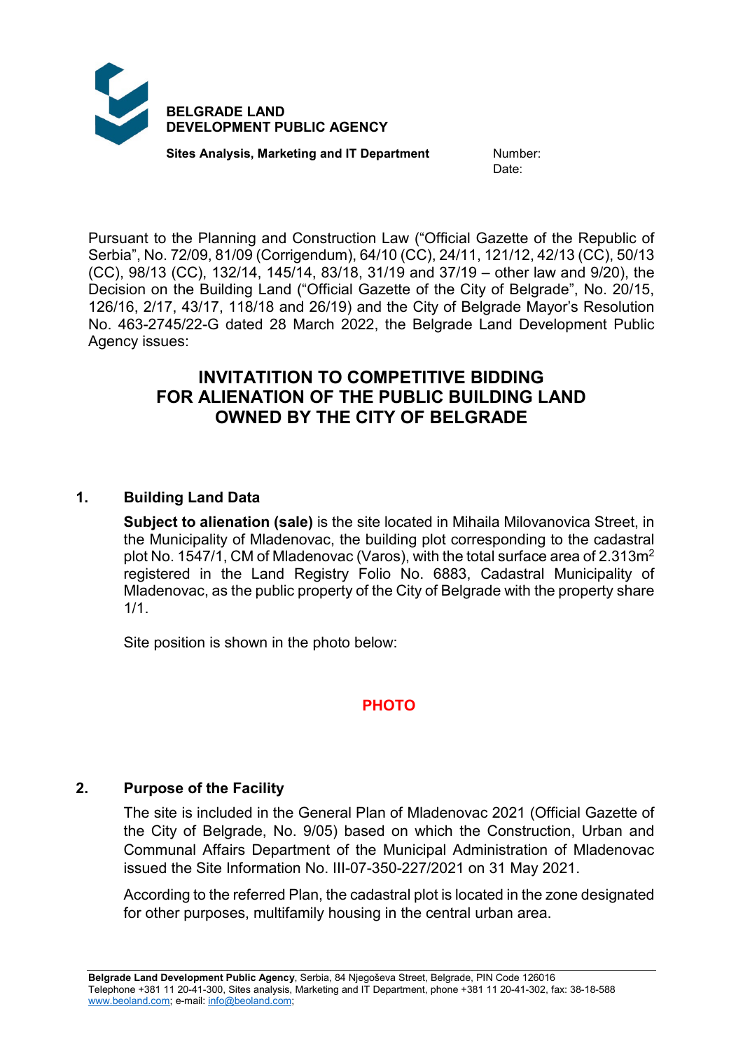**BELGRADE LAND**
**DEVELOPMENT PUBLIC AGENCY**

**Sites Analysis, Marketing and IT Department**

Number:
Date:

Pursuant to the Planning and Construction Law ("Official Gazette of the Republic of Serbia", No. 72/09, 81/09 (Corrigendum), 64/10 (CC), 24/11, 121/12, 42/13 (CC), 50/13 (CC), 98/13 (CC), 132/14, 145/14, 83/18, 31/19 and 37/19 – other law and 9/20), the Decision on the Building Land ("Official Gazette of the City of Belgrade", No. 20/15, 126/16, 2/17, 43/17, 118/18 and 26/19) and the City of Belgrade Mayor's Resolution No. 463-2745/22-G dated 28 March 2022, the Belgrade Land Development Public Agency issues:

# INVITATITION TO COMPETITIVE BIDDING FOR ALIENATION OF THE PUBLIC BUILDING LAND OWNED BY THE CITY OF BELGRADE

## 1. Building Land Data

**Subject to alienation (sale)** is the site located in Mihaila Milovanovica Street, in the Municipality of Mladenovac, the building plot corresponding to the cadastral plot No. 1547/1, CM of Mladenovac (Varos), with the total surface area of 2.313m$^2$ registered in the Land Registry Folio No. 6883, Cadastral Municipality of Mladenovac, as the public property of the City of Belgrade with the property share 1/1.

Site position is shown in the photo below:

**PHOTO**

## 2. Purpose of the Facility

The site is included in the General Plan of Mladenovac 2021 (Official Gazette of the City of Belgrade, No. 9/05) based on which the Construction, Urban and Communal Affairs Department of the Municipal Administration of Mladenovac issued the Site Information No. III-07-350-227/2021 on 31 May 2021.

According to the referred Plan, the cadastral plot is located in the zone designated for other purposes, multifamily housing in the central urban area.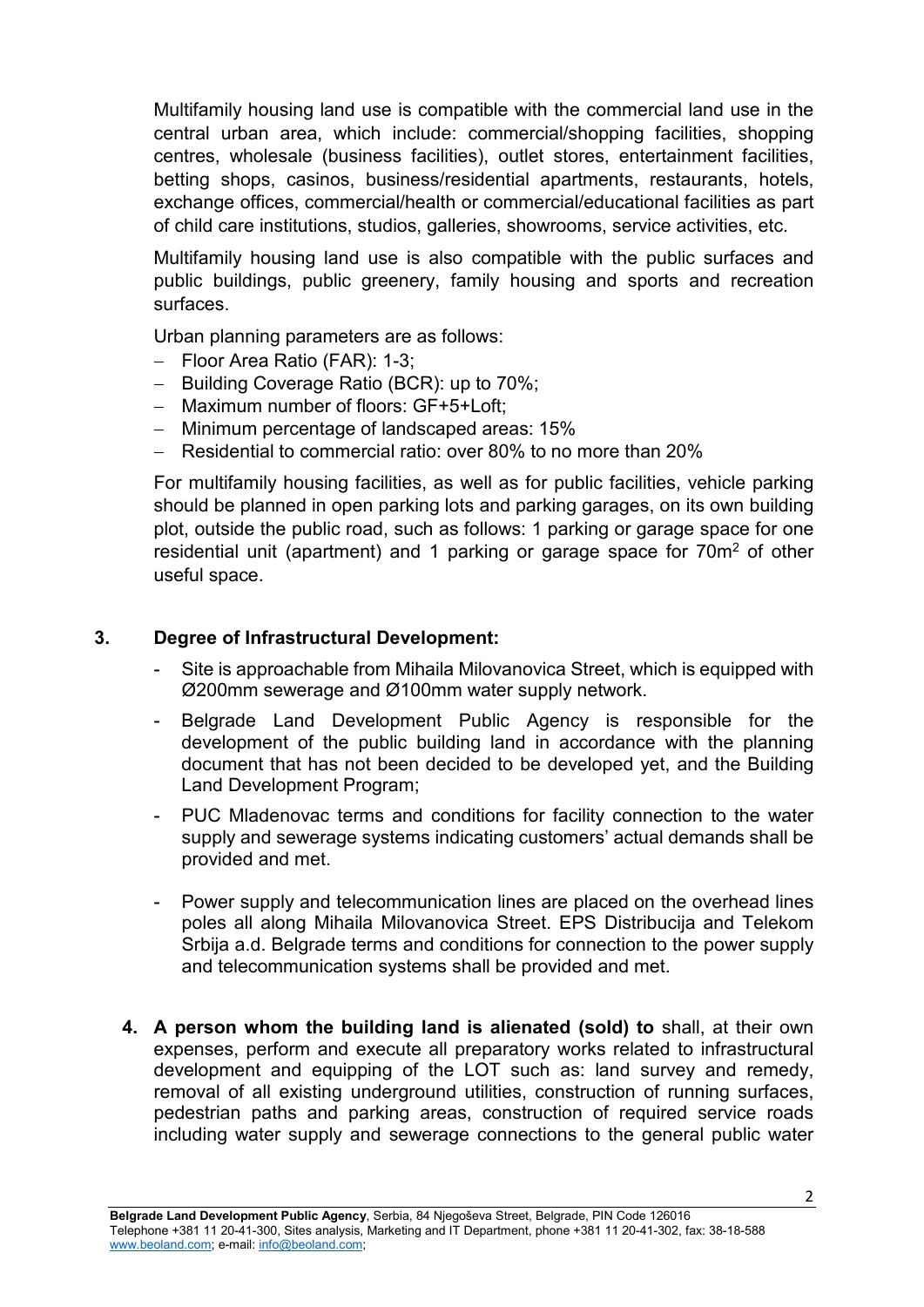Multifamily housing land use is compatible with the commercial land use in the central urban area, which include: commercial/shopping facilities, shopping centres, wholesale (business facilities), outlet stores, entertainment facilities, betting shops, casinos, business/residential apartments, restaurants, hotels, exchange offices, commercial/health or commercial/educational facilities as part of child care institutions, studios, galleries, showrooms, service activities, etc.

Multifamily housing land use is also compatible with the public surfaces and public buildings, public greenery, family housing and sports and recreation surfaces.

Urban planning parameters are as follows:

- Floor Area Ratio (FAR): 1-3;
- Building Coverage Ratio (BCR): up to 70%;
- Maximum number of floors: GF+5+Loft;
- Minimum percentage of landscaped areas: 15%
- Residential to commercial ratio: over 80% to no more than 20%

For multifamily housing facilities, as well as for public facilities, vehicle parking should be planned in open parking lots and parking garages, on its own building plot, outside the public road, such as follows: 1 parking or garage space for one residential unit (apartment) and 1 parking or garage space for 70m$^2$ of other useful space.

## 3. Degree of Infrastructural Development:

- Site is approachable from Mihaila Milovanovica Street, which is equipped with Ø200mm sewerage and Ø100mm water supply network.
- Belgrade Land Development Public Agency is responsible for the development of the public building land in accordance with the planning document that has not been decided to be developed yet, and the Building Land Development Program;
- PUC Mladenovac terms and conditions for facility connection to the water supply and sewerage systems indicating customers' actual demands shall be provided and met.
- Power supply and telecommunication lines are placed on the overhead lines poles all along Mihaila Milovanovica Street. EPS Distribucija and Telekom Srbija a.d. Belgrade terms and conditions for connection to the power supply and telecommunication systems shall be provided and met.

**4. A person whom the building land is alienated (sold) to** shall, at their own expenses, perform and execute all preparatory works related to infrastructural development and equipping of the LOT such as: land survey and remedy, removal of all existing underground utilities, construction of running surfaces, pedestrian paths and parking areas, construction of required service roads including water supply and sewerage connections to the general public water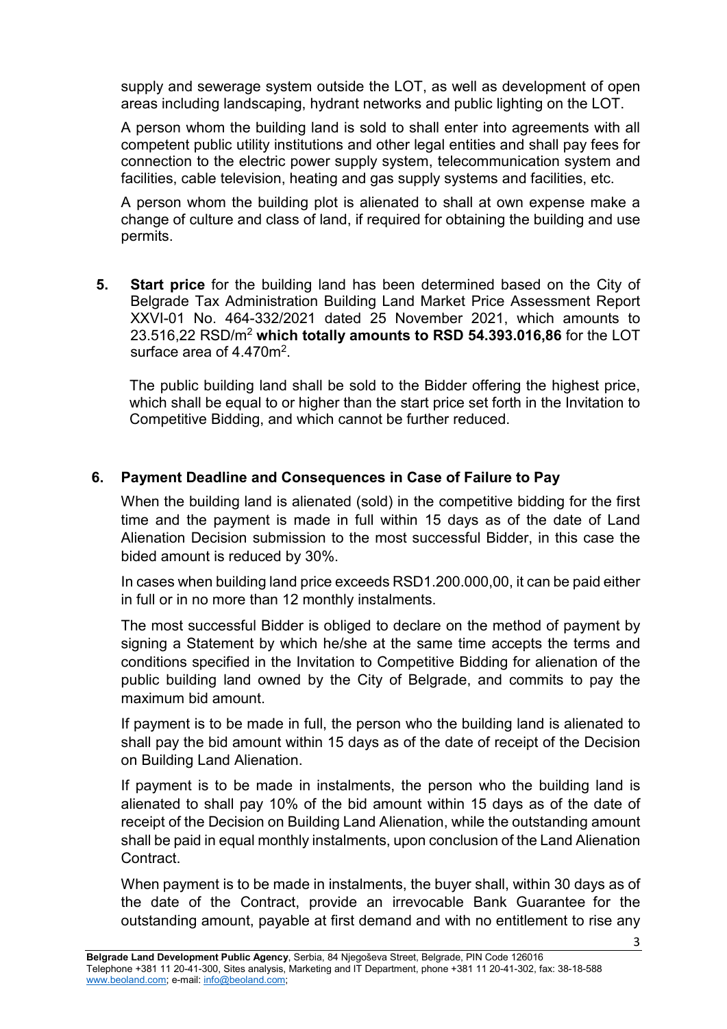supply and sewerage system outside the LOT, as well as development of open areas including landscaping, hydrant networks and public lighting on the LOT.

A person whom the building land is sold to shall enter into agreements with all competent public utility institutions and other legal entities and shall pay fees for connection to the electric power supply system, telecommunication system and facilities, cable television, heating and gas supply systems and facilities, etc.

A person whom the building plot is alienated to shall at own expense make a change of culture and class of land, if required for obtaining the building and use permits.

**5.** **Start price** for the building land has been determined based on the City of Belgrade Tax Administration Building Land Market Price Assessment Report XXVI-01 No. 464-332/2021 dated 25 November 2021, which amounts to 23.516,22 RSD/m$^2$ **which totally amounts to RSD 54.393.016,86** for the LOT surface area of 4.470m$^2$.

The public building land shall be sold to the Bidder offering the highest price, which shall be equal to or higher than the start price set forth in the Invitation to Competitive Bidding, and which cannot be further reduced.

**6. Payment Deadline and Consequences in Case of Failure to Pay**

When the building land is alienated (sold) in the competitive bidding for the first time and the payment is made in full within 15 days as of the date of Land Alienation Decision submission to the most successful Bidder, in this case the bided amount is reduced by 30%.

In cases when building land price exceeds RSD1.200.000,00, it can be paid either in full or in no more than 12 monthly instalments.

The most successful Bidder is obliged to declare on the method of payment by signing a Statement by which he/she at the same time accepts the terms and conditions specified in the Invitation to Competitive Bidding for alienation of the public building land owned by the City of Belgrade, and commits to pay the maximum bid amount.

If payment is to be made in full, the person who the building land is alienated to shall pay the bid amount within 15 days as of the date of receipt of the Decision on Building Land Alienation.

If payment is to be made in instalments, the person who the building land is alienated to shall pay 10% of the bid amount within 15 days as of the date of receipt of the Decision on Building Land Alienation, while the outstanding amount shall be paid in equal monthly instalments, upon conclusion of the Land Alienation Contract.

When payment is to be made in instalments, the buyer shall, within 30 days as of the date of the Contract, provide an irrevocable Bank Guarantee for the outstanding amount, payable at first demand and with no entitlement to rise any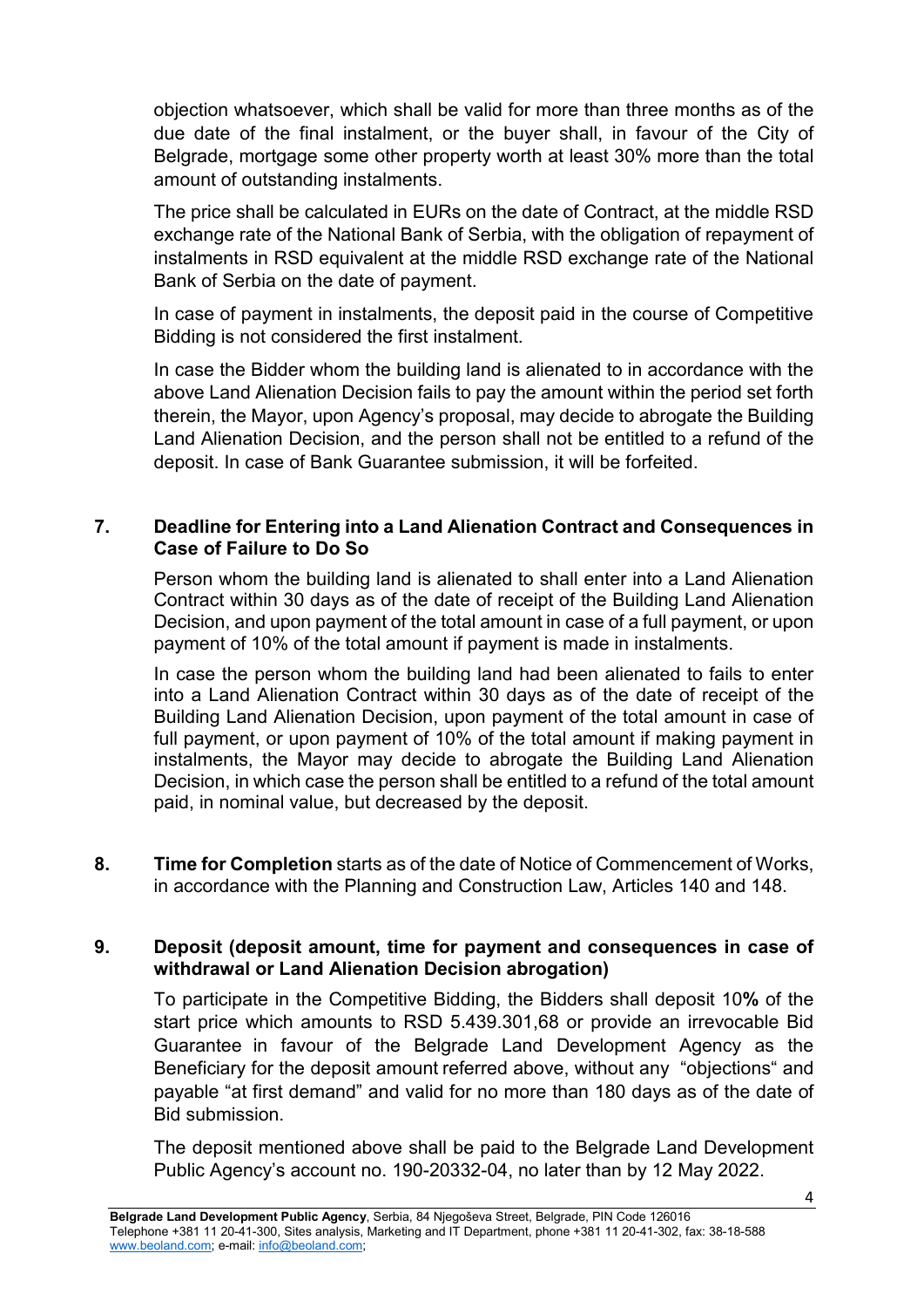objection whatsoever, which shall be valid for more than three months as of the due date of the final instalment, or the buyer shall, in favour of the City of Belgrade, mortgage some other property worth at least 30% more than the total amount of outstanding instalments.

The price shall be calculated in EURs on the date of Contract, at the middle RSD exchange rate of the National Bank of Serbia, with the obligation of repayment of instalments in RSD equivalent at the middle RSD exchange rate of the National Bank of Serbia on the date of payment.

In case of payment in instalments, the deposit paid in the course of Competitive Bidding is not considered the first instalment.

In case the Bidder whom the building land is alienated to in accordance with the above Land Alienation Decision fails to pay the amount within the period set forth therein, the Mayor, upon Agency's proposal, may decide to abrogate the Building Land Alienation Decision, and the person shall not be entitled to a refund of the deposit. In case of Bank Guarantee submission, it will be forfeited.

**7. Deadline for Entering into a Land Alienation Contract and Consequences in Case of Failure to Do So**

Person whom the building land is alienated to shall enter into a Land Alienation Contract within 30 days as of the date of receipt of the Building Land Alienation Decision, and upon payment of the total amount in case of a full payment, or upon payment of 10% of the total amount if payment is made in instalments.

In case the person whom the building land had been alienated to fails to enter into a Land Alienation Contract within 30 days as of the date of receipt of the Building Land Alienation Decision, upon payment of the total amount in case of full payment, or upon payment of 10% of the total amount if making payment in instalments, the Mayor may decide to abrogate the Building Land Alienation Decision, in which case the person shall be entitled to a refund of the total amount paid, in nominal value, but decreased by the deposit.

**8. Time for Completion** starts as of the date of Notice of Commencement of Works, in accordance with the Planning and Construction Law, Articles 140 and 148.

**9. Deposit (deposit amount, time for payment and consequences in case of withdrawal or Land Alienation Decision abrogation)**

To participate in the Competitive Bidding, the Bidders shall deposit 10**%** of the start price which amounts to RSD 5.439.301,68 or provide an irrevocable Bid Guarantee in favour of the Belgrade Land Development Agency as the Beneficiary for the deposit amount referred above, without any "objections" and payable "at first demand" and valid for no more than 180 days as of the date of Bid submission.

The deposit mentioned above shall be paid to the Belgrade Land Development Public Agency's account no. 190-20332-04, no later than by 12 May 2022.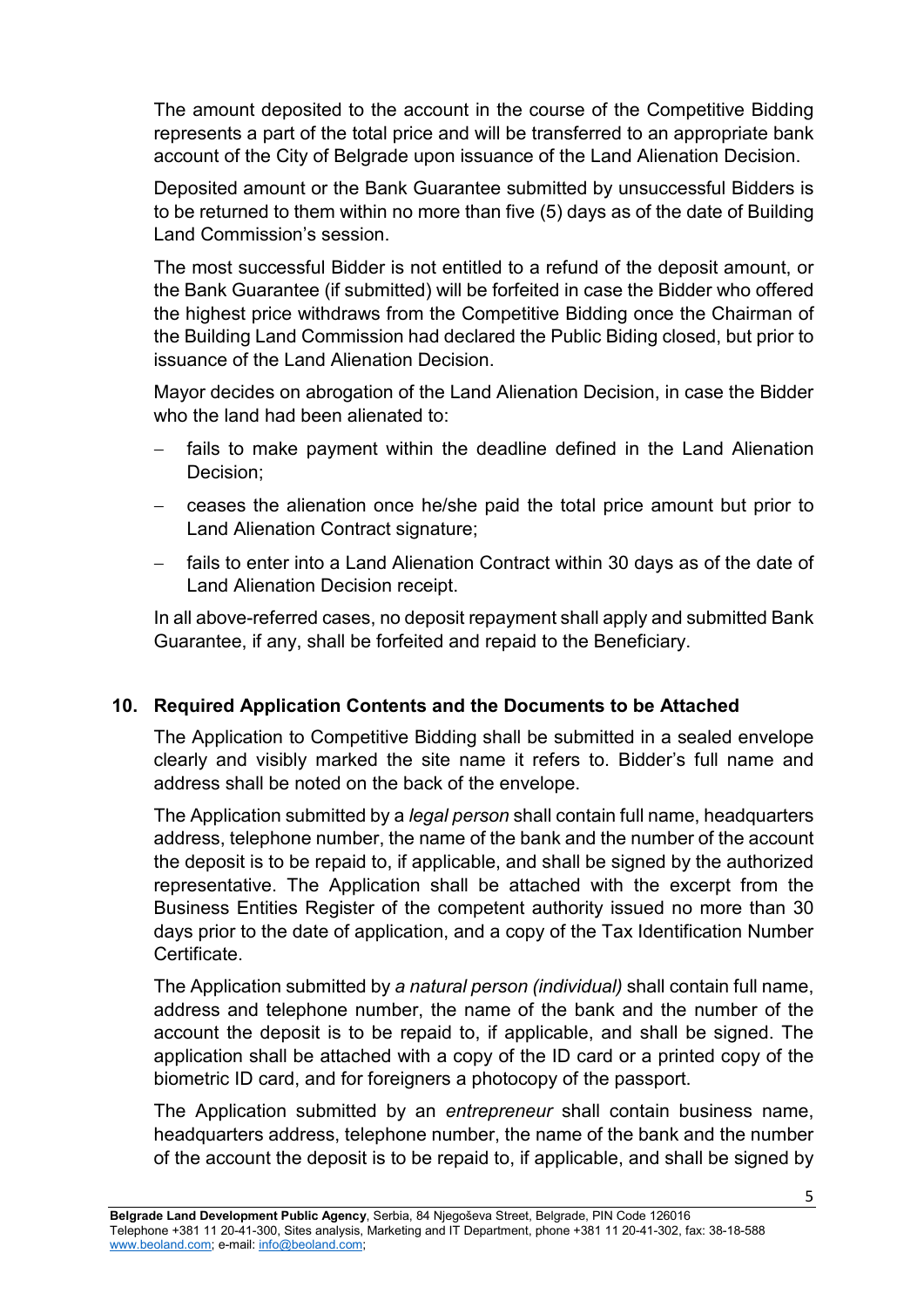The amount deposited to the account in the course of the Competitive Bidding represents a part of the total price and will be transferred to an appropriate bank account of the City of Belgrade upon issuance of the Land Alienation Decision.

Deposited amount or the Bank Guarantee submitted by unsuccessful Bidders is to be returned to them within no more than five (5) days as of the date of Building Land Commission's session.

The most successful Bidder is not entitled to a refund of the deposit amount, or the Bank Guarantee (if submitted) will be forfeited in case the Bidder who offered the highest price withdraws from the Competitive Bidding once the Chairman of the Building Land Commission had declared the Public Biding closed, but prior to issuance of the Land Alienation Decision.

Mayor decides on abrogation of the Land Alienation Decision, in case the Bidder who the land had been alienated to:

- fails to make payment within the deadline defined in the Land Alienation Decision;
- ceases the alienation once he/she paid the total price amount but prior to Land Alienation Contract signature;
- fails to enter into a Land Alienation Contract within 30 days as of the date of Land Alienation Decision receipt.

In all above-referred cases, no deposit repayment shall apply and submitted Bank Guarantee, if any, shall be forfeited and repaid to the Beneficiary.

## 10. Required Application Contents and the Documents to be Attached

The Application to Competitive Bidding shall be submitted in a sealed envelope clearly and visibly marked the site name it refers to. Bidder's full name and address shall be noted on the back of the envelope.

The Application submitted by a *legal person* shall contain full name, headquarters address, telephone number, the name of the bank and the number of the account the deposit is to be repaid to, if applicable, and shall be signed by the authorized representative. The Application shall be attached with the excerpt from the Business Entities Register of the competent authority issued no more than 30 days prior to the date of application, and a copy of the Tax Identification Number Certificate.

The Application submitted by *a natural person (individual)* shall contain full name, address and telephone number, the name of the bank and the number of the account the deposit is to be repaid to, if applicable, and shall be signed. The application shall be attached with a copy of the ID card or a printed copy of the biometric ID card, and for foreigners a photocopy of the passport.

The Application submitted by an *entrepreneur* shall contain business name, headquarters address, telephone number, the name of the bank and the number of the account the deposit is to be repaid to, if applicable, and shall be signed by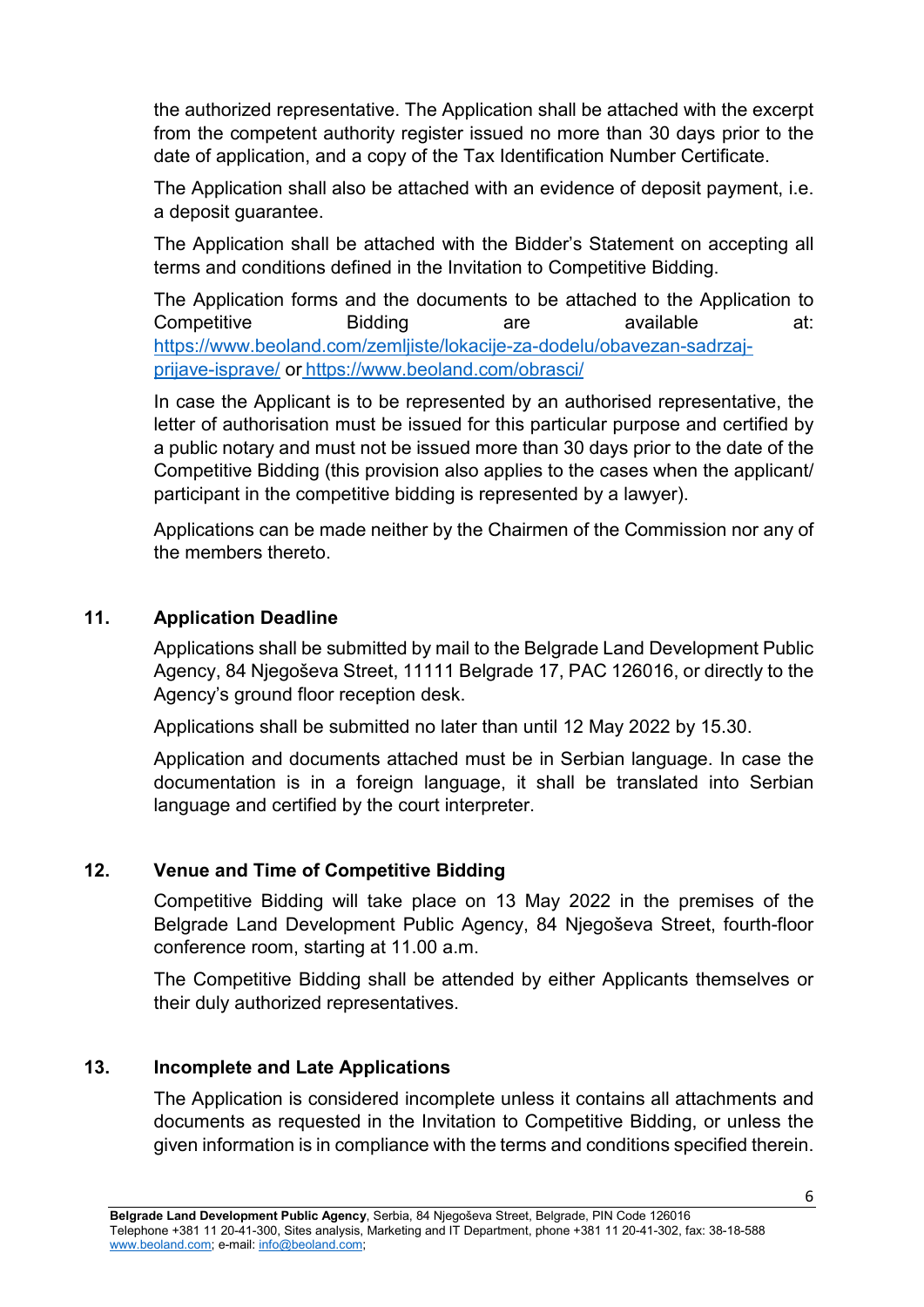the authorized representative. The Application shall be attached with the excerpt from the competent authority register issued no more than 30 days prior to the date of application, and a copy of the Tax Identification Number Certificate.

The Application shall also be attached with an evidence of deposit payment, i.e. a deposit guarantee.

The Application shall be attached with the Bidder's Statement on accepting all terms and conditions defined in the Invitation to Competitive Bidding.

The Application forms and the documents to be attached to the Application to Competitive Bidding are available at: https://www.beoland.com/zemljiste/lokacije-za-dodelu/obavezan-sadrzaj-prijave-isprave/ or https://www.beoland.com/obrasci/

In case the Applicant is to be represented by an authorised representative, the letter of authorisation must be issued for this particular purpose and certified by a public notary and must not be issued more than 30 days prior to the date of the Competitive Bidding (this provision also applies to the cases when the applicant/ participant in the competitive bidding is represented by a lawyer).

Applications can be made neither by the Chairmen of the Commission nor any of the members thereto.

## 11. Application Deadline

Applications shall be submitted by mail to the Belgrade Land Development Public Agency, 84 Njegoševa Street, 11111 Belgrade 17, PAC 126016, or directly to the Agency's ground floor reception desk.

Applications shall be submitted no later than until 12 May 2022 by 15.30.

Application and documents attached must be in Serbian language. In case the documentation is in a foreign language, it shall be translated into Serbian language and certified by the court interpreter.

## 12. Venue and Time of Competitive Bidding

Competitive Bidding will take place on 13 May 2022 in the premises of the Belgrade Land Development Public Agency, 84 Njegoševa Street, fourth-floor conference room, starting at 11.00 a.m.

The Competitive Bidding shall be attended by either Applicants themselves or their duly authorized representatives.

## 13. Incomplete and Late Applications

The Application is considered incomplete unless it contains all attachments and documents as requested in the Invitation to Competitive Bidding, or unless the given information is in compliance with the terms and conditions specified therein.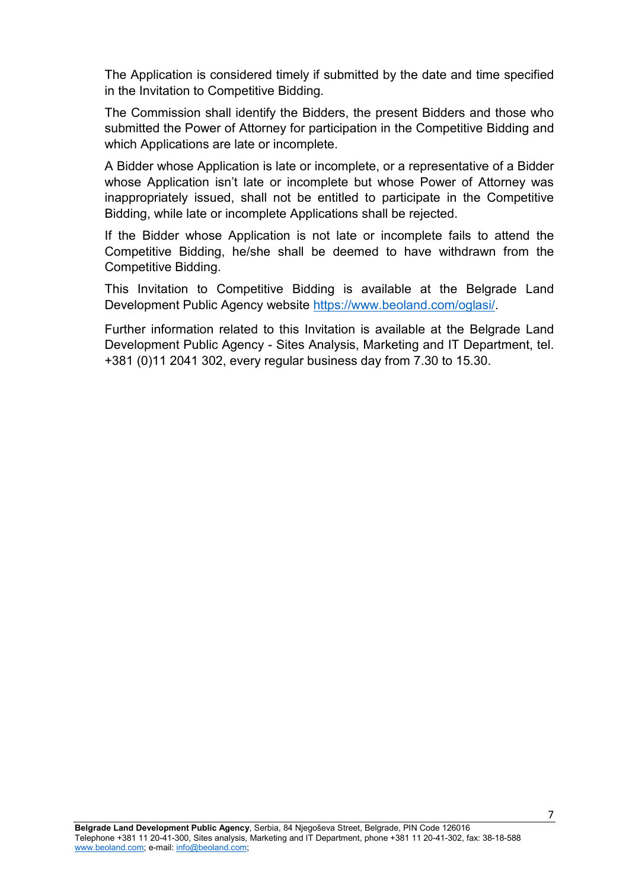The Application is considered timely if submitted by the date and time specified in the Invitation to Competitive Bidding.

The Commission shall identify the Bidders, the present Bidders and those who submitted the Power of Attorney for participation in the Competitive Bidding and which Applications are late or incomplete.

A Bidder whose Application is late or incomplete, or a representative of a Bidder whose Application isn't late or incomplete but whose Power of Attorney was inappropriately issued, shall not be entitled to participate in the Competitive Bidding, while late or incomplete Applications shall be rejected.

If the Bidder whose Application is not late or incomplete fails to attend the Competitive Bidding, he/she shall be deemed to have withdrawn from the Competitive Bidding.

This Invitation to Competitive Bidding is available at the Belgrade Land Development Public Agency website https://www.beoland.com/oglasi/.

Further information related to this Invitation is available at the Belgrade Land Development Public Agency - Sites Analysis, Marketing and IT Department, tel. +381 (0)11 2041 302, every regular business day from 7.30 to 15.30.